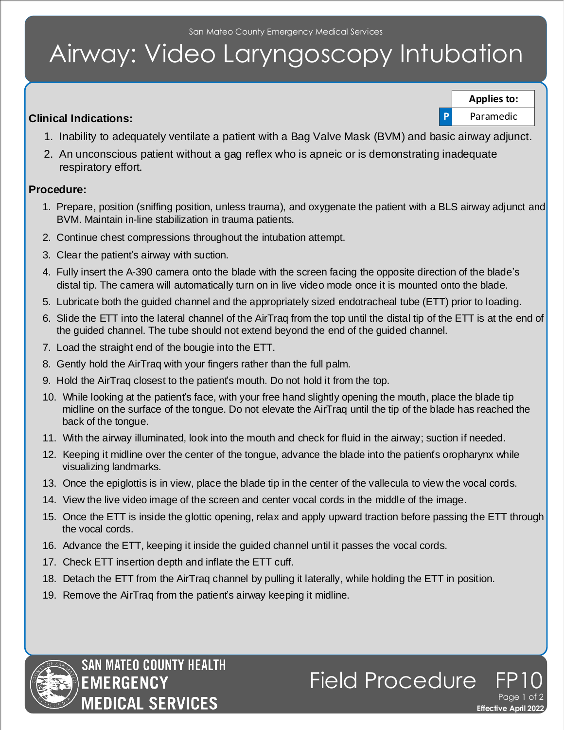San Mateo County Emergency Medical Services

# Airway: Video Laryngoscopy Intubation

| Applies to: | |
|---|---|
| P | Paramedic |

**Clinical Indications:**

1. Inability to adequately ventilate a patient with a Bag Valve Mask (BVM) and basic airway adjunct.
2. An unconscious patient without a gag reflex who is apneic or is demonstrating inadequate respiratory effort.

**Procedure:**

1. Prepare, position (sniffing position, unless trauma), and oxygenate the patient with a BLS airway adjunct and BVM. Maintain in-line stabilization in trauma patients.
2. Continue chest compressions throughout the intubation attempt.
3. Clear the patient's airway with suction.
4. Fully insert the A-390 camera onto the blade with the screen facing the opposite direction of the blade's distal tip. The camera will automatically turn on in live video mode once it is mounted onto the blade.
5. Lubricate both the guided channel and the appropriately sized endotracheal tube (ETT) prior to loading.
6. Slide the ETT into the lateral channel of the AirTraq from the top until the distal tip of the ETT is at the end of the guided channel. The tube should not extend beyond the end of the guided channel.
7. Load the straight end of the bougie into the ETT.
8. Gently hold the AirTraq with your fingers rather than the full palm.
9. Hold the AirTraq closest to the patient's mouth. Do not hold it from the top.
10. While looking at the patient's face, with your free hand slightly opening the mouth, place the blade tip midline on the surface of the tongue. Do not elevate the AirTraq until the tip of the blade has reached the back of the tongue.
11. With the airway illuminated, look into the mouth and check for fluid in the airway; suction if needed.
12. Keeping it midline over the center of the tongue, advance the blade into the patient's oropharynx while visualizing landmarks.
13. Once the epiglottis is in view, place the blade tip in the center of the vallecula to view the vocal cords.
14. View the live video image of the screen and center vocal cords in the middle of the image.
15. Once the ETT is inside the glottic opening, relax and apply upward traction before passing the ETT through the vocal cords.
16. Advance the ETT, keeping it inside the guided channel until it passes the vocal cords.
17. Check ETT insertion depth and inflate the ETT cuff.
18. Detach the ETT from the AirTraq channel by pulling it laterally, while holding the ETT in position.
19. Remove the AirTraq from the patient's airway keeping it midline.

SAN MATEO COUNTY HEALTH EMERGENCY MEDICAL SERVICES

Field Procedure FP10

Effective April 2022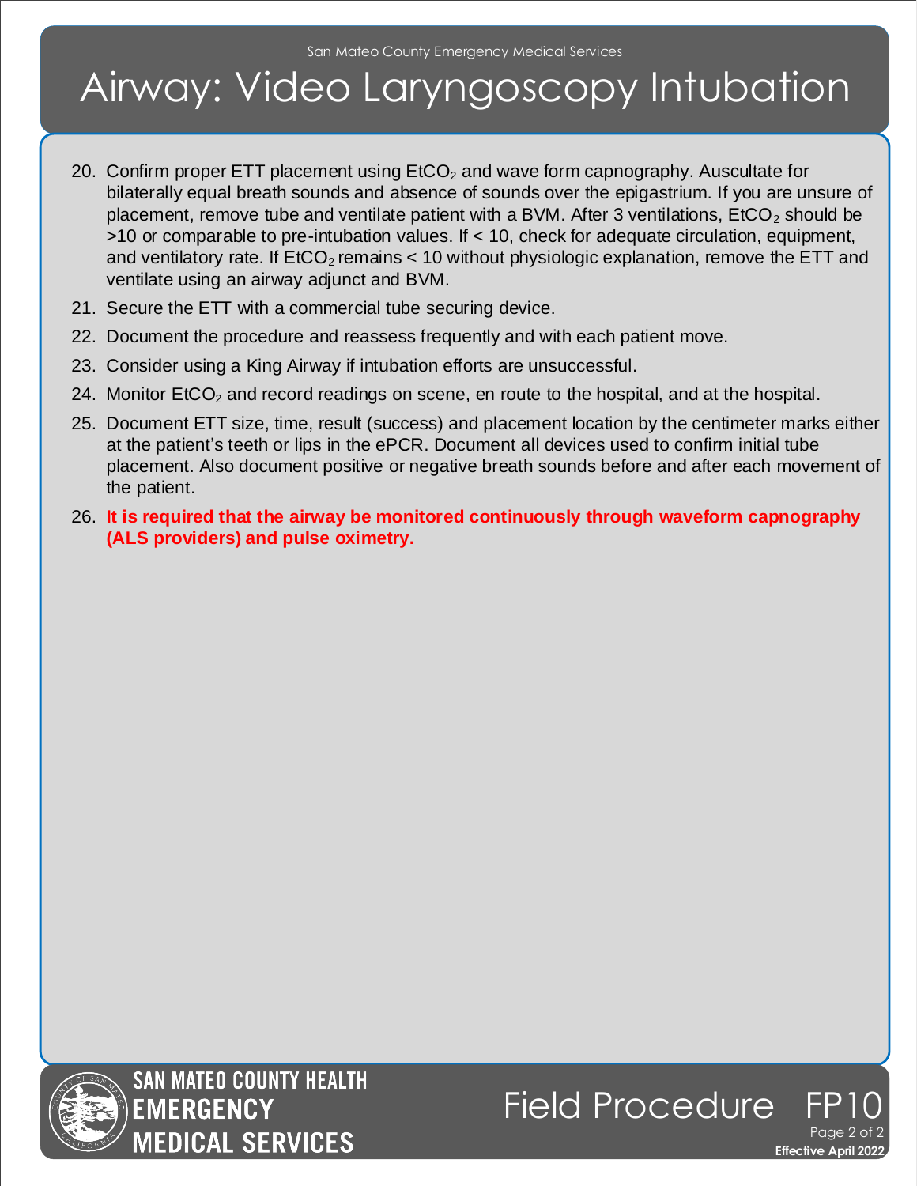20. Confirm proper ETT placement using $EtCO_2$ and wave form capnography. Auscultate for bilaterally equal breath sounds and absence of sounds over the epigastrium. If you are unsure of placement, remove tube and ventilate patient with a BVM. After 3 ventilations, $EtCO_2$ should be >10 or comparable to pre-intubation values. If < 10, check for adequate circulation, equipment, and ventilatory rate. If $EtCO_2$ remains < 10 without physiologic explanation, remove the ETT and ventilate using an airway adjunct and BVM.
21. Secure the ETT with a commercial tube securing device.
22. Document the procedure and reassess frequently and with each patient move.
23. Consider using a King Airway if intubation efforts are unsuccessful.
24. Monitor $EtCO_2$ and record readings on scene, en route to the hospital, and at the hospital.
25. Document ETT size, time, result (success) and placement location by the centimeter marks either at the patient's teeth or lips in the ePCR. Document all devices used to confirm initial tube placement. Also document positive or negative breath sounds before and after each movement of the patient.
26. **It is required that the airway be monitored continuously through waveform capnography (ALS providers) and pulse oximetry.**